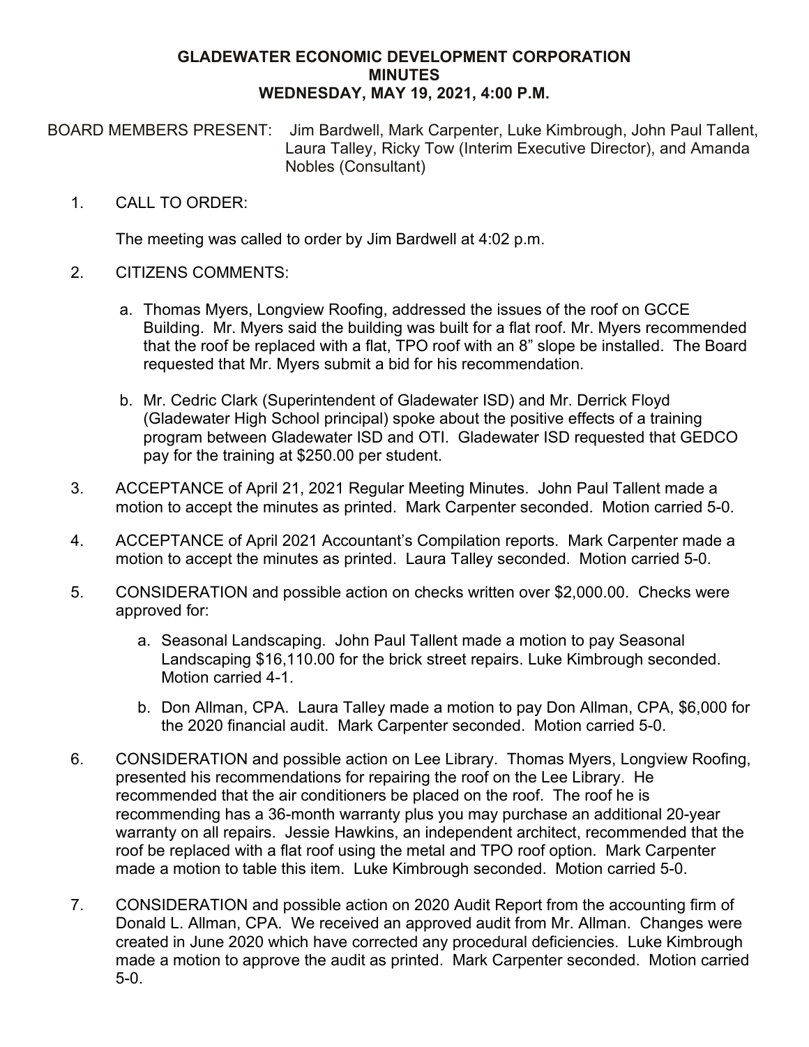# GLADEWATER ECONOMIC DEVELOPMENT CORPORATION
## MINUTES
## WEDNESDAY, MAY 19, 2021, 4:00 P.M.

BOARD MEMBERS PRESENT: Jim Bardwell, Mark Carpenter, Luke Kimbrough, John Paul Tallent, Laura Talley, Ricky Tow (Interim Executive Director), and Amanda Nobles (Consultant)

1. CALL TO ORDER:

   The meeting was called to order by Jim Bardwell at 4:02 p.m.

2. CITIZENS COMMENTS:

   a. Thomas Myers, Longview Roofing, addressed the issues of the roof on GCCE Building. Mr. Myers said the building was built for a flat roof. Mr. Myers recommended that the roof be replaced with a flat, TPO roof with an 8" slope be installed. The Board requested that Mr. Myers submit a bid for his recommendation.

   b. Mr. Cedric Clark (Superintendent of Gladewater ISD) and Mr. Derrick Floyd (Gladewater High School principal) spoke about the positive effects of a training program between Gladewater ISD and OTI. Gladewater ISD requested that GEDCO pay for the training at $250.00 per student.

3. ACCEPTANCE of April 21, 2021 Regular Meeting Minutes. John Paul Tallent made a motion to accept the minutes as printed. Mark Carpenter seconded. Motion carried 5-0.

4. ACCEPTANCE of April 2021 Accountant's Compilation reports. Mark Carpenter made a motion to accept the minutes as printed. Laura Talley seconded. Motion carried 5-0.

5. CONSIDERATION and possible action on checks written over $2,000.00. Checks were approved for:

   a. Seasonal Landscaping. John Paul Tallent made a motion to pay Seasonal Landscaping $16,110.00 for the brick street repairs. Luke Kimbrough seconded. Motion carried 4-1.

   b. Don Allman, CPA. Laura Talley made a motion to pay Don Allman, CPA, $6,000 for the 2020 financial audit. Mark Carpenter seconded. Motion carried 5-0.

6. CONSIDERATION and possible action on Lee Library. Thomas Myers, Longview Roofing, presented his recommendations for repairing the roof on the Lee Library. He recommended that the air conditioners be placed on the roof. The roof he is recommending has a 36-month warranty plus you may purchase an additional 20-year warranty on all repairs. Jessie Hawkins, an independent architect, recommended that the roof be replaced with a flat roof using the metal and TPO roof option. Mark Carpenter made a motion to table this item. Luke Kimbrough seconded. Motion carried 5-0.

7. CONSIDERATION and possible action on 2020 Audit Report from the accounting firm of Donald L. Allman, CPA. We received an approved audit from Mr. Allman. Changes were created in June 2020 which have corrected any procedural deficiencies. Luke Kimbrough made a motion to approve the audit as printed. Mark Carpenter seconded. Motion carried 5-0.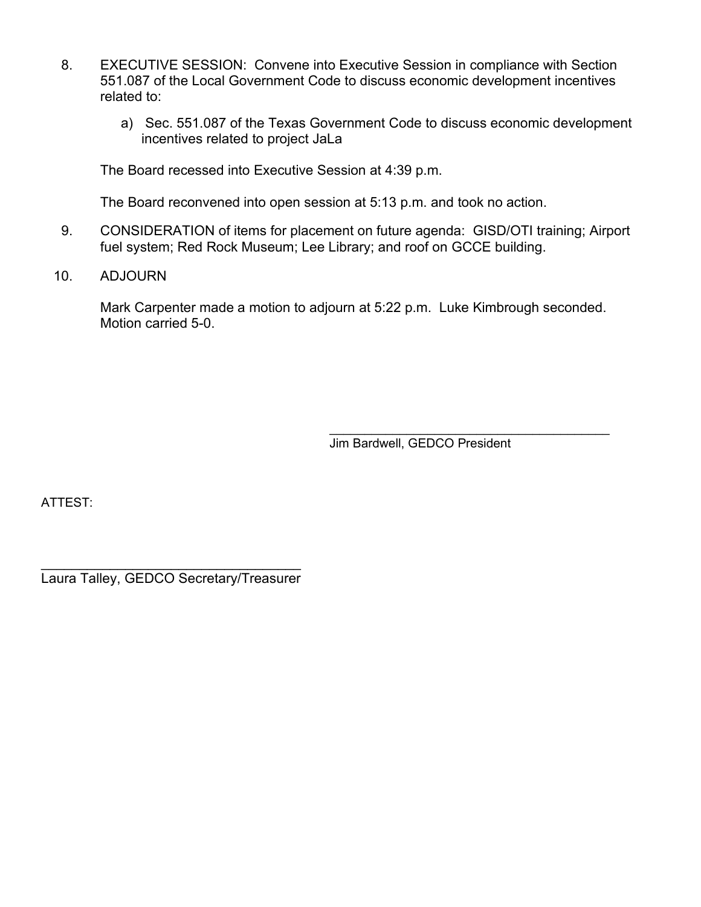8. EXECUTIVE SESSION: Convene into Executive Session in compliance with Section 551.087 of the Local Government Code to discuss economic development incentives related to:

   a) Sec. 551.087 of the Texas Government Code to discuss economic development incentives related to project JaLa

   The Board recessed into Executive Session at 4:39 p.m.

   The Board reconvened into open session at 5:13 p.m. and took no action.

9. CONSIDERATION of items for placement on future agenda: GISD/OTI training; Airport fuel system; Red Rock Museum; Lee Library; and roof on GCCE building.

10. ADJOURN

    Mark Carpenter made a motion to adjourn at 5:22 p.m. Luke Kimbrough seconded. Motion carried 5-0.

\_\_\_\_\_\_\_\_\_\_\_\_\_\_\_\_\_\_\_\_\_\_\_\_\_\_\_\_\_\_\_\_\_\_\_\_\_\_
Jim Bardwell, GEDCO President

ATTEST:

\_\_\_\_\_\_\_\_\_\_\_\_\_\_\_\_\_\_\_\_\_\_\_\_\_\_\_\_\_\_\_\_\_\_\_\_\_\_
Laura Talley, GEDCO Secretary/Treasurer